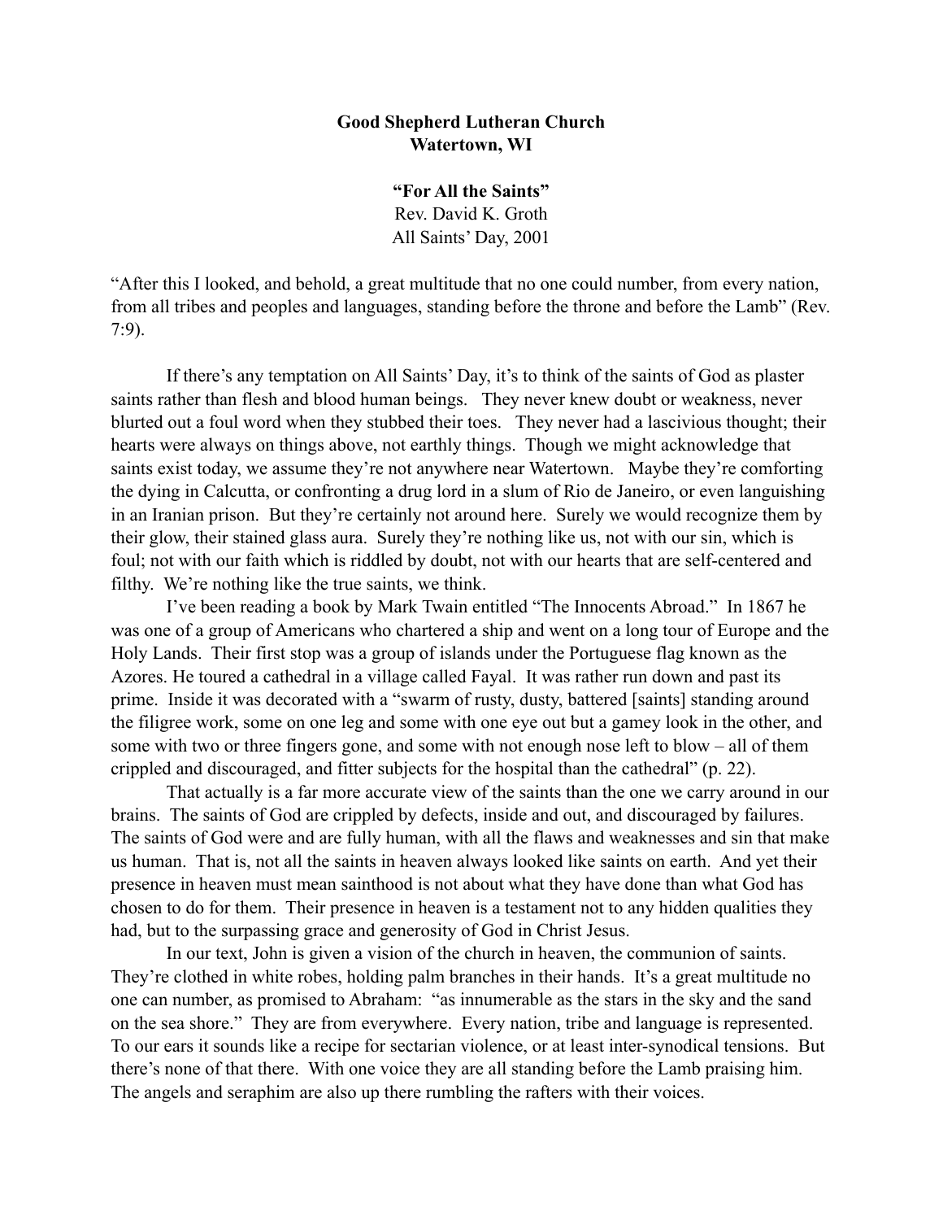**Good Shepherd Lutheran Church**
**Watertown, WI**

**"For All the Saints"**
Rev. David K. Groth
All Saints' Day, 2001

"After this I looked, and behold, a great multitude that no one could number, from every nation, from all tribes and peoples and languages, standing before the throne and before the Lamb" (Rev. 7:9).

If there's any temptation on All Saints' Day, it's to think of the saints of God as plaster saints rather than flesh and blood human beings. They never knew doubt or weakness, never blurted out a foul word when they stubbed their toes. They never had a lascivious thought; their hearts were always on things above, not earthly things. Though we might acknowledge that saints exist today, we assume they're not anywhere near Watertown. Maybe they're comforting the dying in Calcutta, or confronting a drug lord in a slum of Rio de Janeiro, or even languishing in an Iranian prison. But they're certainly not around here. Surely we would recognize them by their glow, their stained glass aura. Surely they're nothing like us, not with our sin, which is foul; not with our faith which is riddled by doubt, not with our hearts that are self-centered and filthy. We're nothing like the true saints, we think.

I've been reading a book by Mark Twain entitled "The Innocents Abroad." In 1867 he was one of a group of Americans who chartered a ship and went on a long tour of Europe and the Holy Lands. Their first stop was a group of islands under the Portuguese flag known as the Azores. He toured a cathedral in a village called Fayal. It was rather run down and past its prime. Inside it was decorated with a "swarm of rusty, dusty, battered [saints] standing around the filigree work, some on one leg and some with one eye out but a gamey look in the other, and some with two or three fingers gone, and some with not enough nose left to blow – all of them crippled and discouraged, and fitter subjects for the hospital than the cathedral" (p. 22).

That actually is a far more accurate view of the saints than the one we carry around in our brains. The saints of God are crippled by defects, inside and out, and discouraged by failures. The saints of God were and are fully human, with all the flaws and weaknesses and sin that make us human. That is, not all the saints in heaven always looked like saints on earth. And yet their presence in heaven must mean sainthood is not about what they have done than what God has chosen to do for them. Their presence in heaven is a testament not to any hidden qualities they had, but to the surpassing grace and generosity of God in Christ Jesus.

In our text, John is given a vision of the church in heaven, the communion of saints. They're clothed in white robes, holding palm branches in their hands. It's a great multitude no one can number, as promised to Abraham: "as innumerable as the stars in the sky and the sand on the sea shore." They are from everywhere. Every nation, tribe and language is represented. To our ears it sounds like a recipe for sectarian violence, or at least inter-synodical tensions. But there's none of that there. With one voice they are all standing before the Lamb praising him. The angels and seraphim are also up there rumbling the rafters with their voices.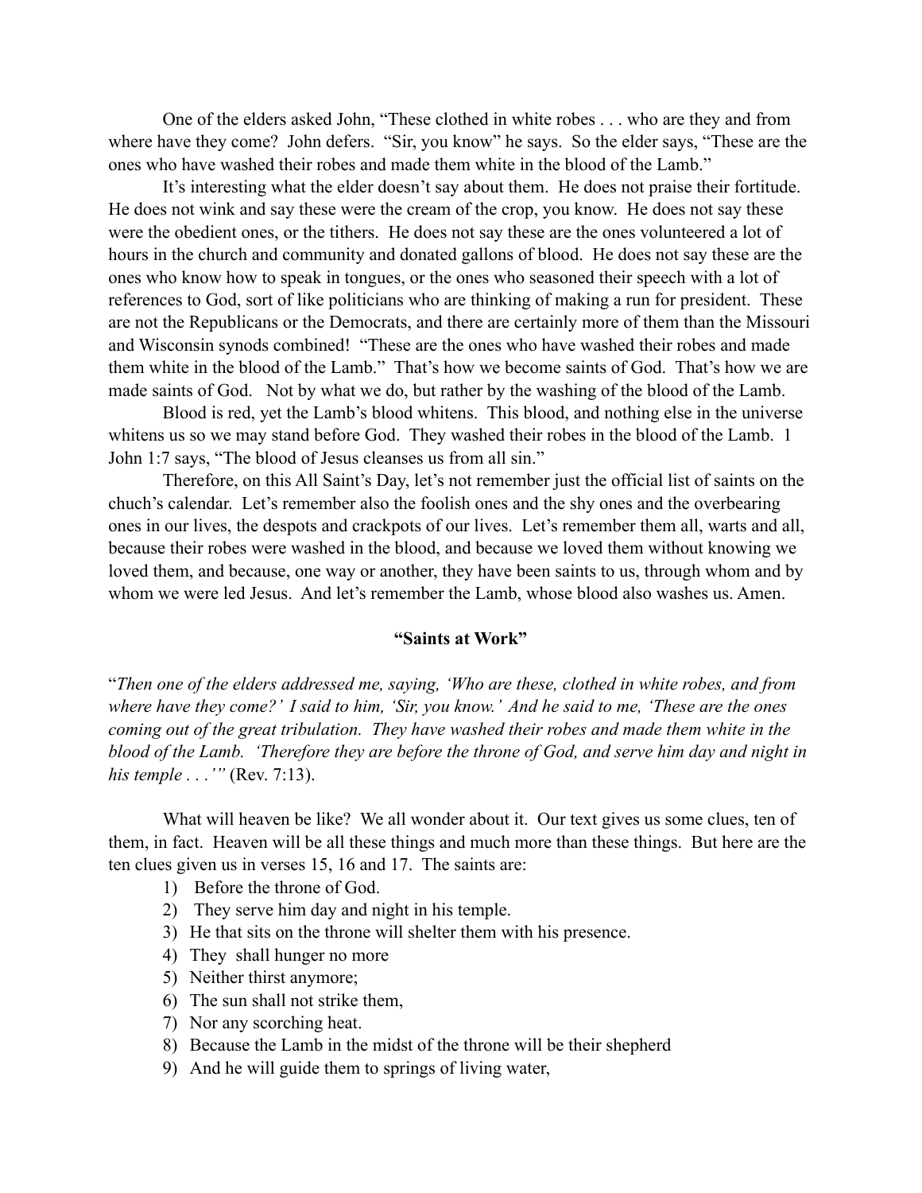One of the elders asked John, "These clothed in white robes . . . who are they and from where have they come? John defers. "Sir, you know" he says. So the elder says, "These are the ones who have washed their robes and made them white in the blood of the Lamb."

It's interesting what the elder doesn't say about them. He does not praise their fortitude. He does not wink and say these were the cream of the crop, you know. He does not say these were the obedient ones, or the tithers. He does not say these are the ones volunteered a lot of hours in the church and community and donated gallons of blood. He does not say these are the ones who know how to speak in tongues, or the ones who seasoned their speech with a lot of references to God, sort of like politicians who are thinking of making a run for president. These are not the Republicans or the Democrats, and there are certainly more of them than the Missouri and Wisconsin synods combined! "These are the ones who have washed their robes and made them white in the blood of the Lamb." That's how we become saints of God. That's how we are made saints of God. Not by what we do, but rather by the washing of the blood of the Lamb.

Blood is red, yet the Lamb's blood whitens. This blood, and nothing else in the universe whitens us so we may stand before God. They washed their robes in the blood of the Lamb. 1 John 1:7 says, "The blood of Jesus cleanses us from all sin."

Therefore, on this All Saint's Day, let's not remember just the official list of saints on the chuch's calendar. Let's remember also the foolish ones and the shy ones and the overbearing ones in our lives, the despots and crackpots of our lives. Let's remember them all, warts and all, because their robes were washed in the blood, and because we loved them without knowing we loved them, and because, one way or another, they have been saints to us, through whom and by whom we were led Jesus. And let's remember the Lamb, whose blood also washes us. Amen.

### "Saints at Work"

"*Then one of the elders addressed me, saying, 'Who are these, clothed in white robes, and from where have they come?' I said to him, 'Sir, you know.' And he said to me, 'These are the ones coming out of the great tribulation. They have washed their robes and made them white in the blood of the Lamb. 'Therefore they are before the throne of God, and serve him day and night in his temple . . .'"* (Rev. 7:13).

What will heaven be like? We all wonder about it. Our text gives us some clues, ten of them, in fact. Heaven will be all these things and much more than these things. But here are the ten clues given us in verses 15, 16 and 17. The saints are:

1) Before the throne of God.
2) They serve him day and night in his temple.
3) He that sits on the throne will shelter them with his presence.
4) They shall hunger no more
5) Neither thirst anymore;
6) The sun shall not strike them,
7) Nor any scorching heat.
8) Because the Lamb in the midst of the throne will be their shepherd
9) And he will guide them to springs of living water,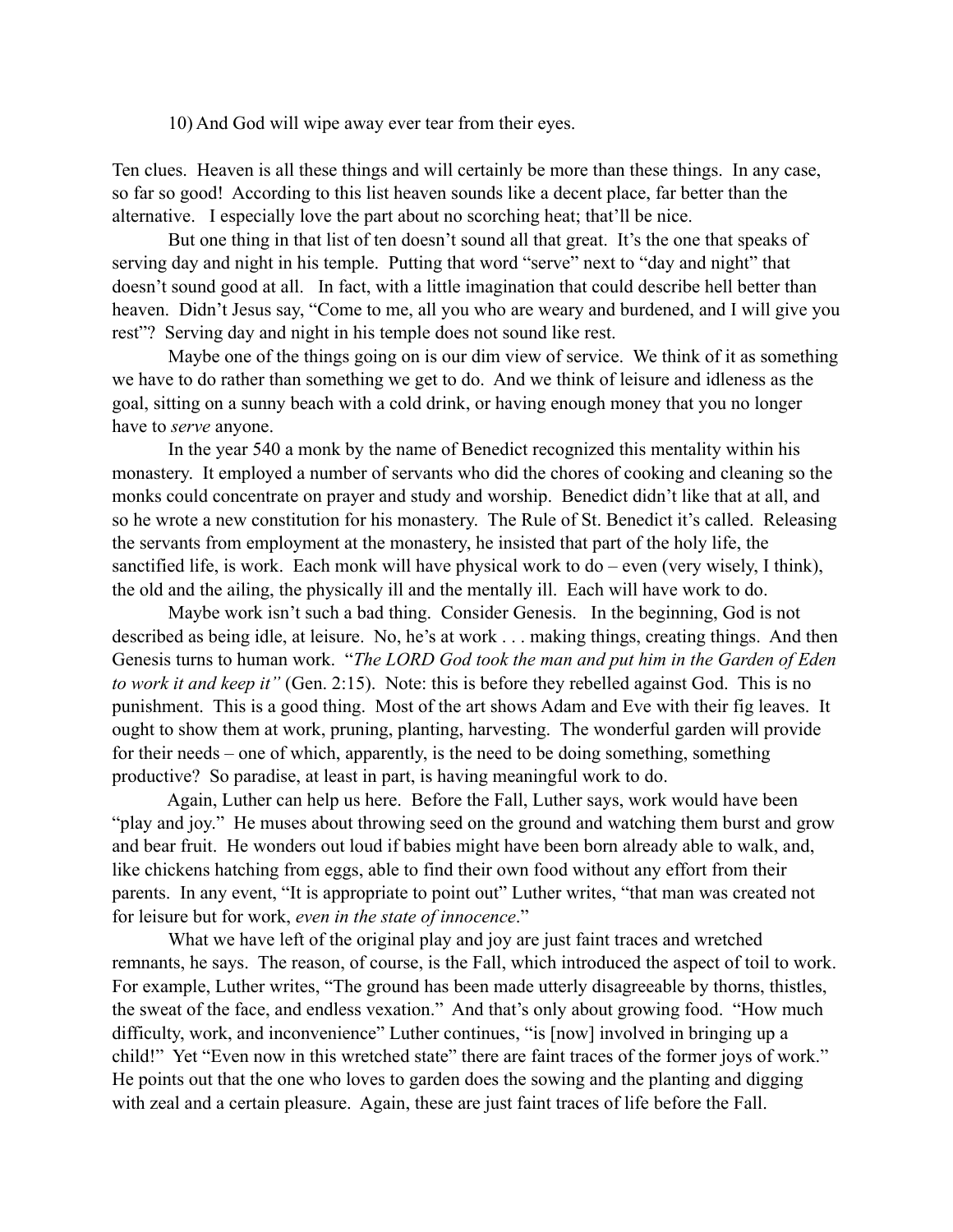10) And God will wipe away ever tear from their eyes.

Ten clues. Heaven is all these things and will certainly be more than these things. In any case, so far so good! According to this list heaven sounds like a decent place, far better than the alternative. I especially love the part about no scorching heat; that'll be nice.

But one thing in that list of ten doesn't sound all that great. It's the one that speaks of serving day and night in his temple. Putting that word "serve" next to "day and night" that doesn't sound good at all. In fact, with a little imagination that could describe hell better than heaven. Didn't Jesus say, "Come to me, all you who are weary and burdened, and I will give you rest"? Serving day and night in his temple does not sound like rest.

Maybe one of the things going on is our dim view of service. We think of it as something we have to do rather than something we get to do. And we think of leisure and idleness as the goal, sitting on a sunny beach with a cold drink, or having enough money that you no longer have to *serve* anyone.

In the year 540 a monk by the name of Benedict recognized this mentality within his monastery. It employed a number of servants who did the chores of cooking and cleaning so the monks could concentrate on prayer and study and worship. Benedict didn't like that at all, and so he wrote a new constitution for his monastery. The Rule of St. Benedict it's called. Releasing the servants from employment at the monastery, he insisted that part of the holy life, the sanctified life, is work. Each monk will have physical work to do – even (very wisely, I think), the old and the ailing, the physically ill and the mentally ill. Each will have work to do.

Maybe work isn't such a bad thing. Consider Genesis. In the beginning, God is not described as being idle, at leisure. No, he's at work . . . making things, creating things. And then Genesis turns to human work. "*The LORD God took the man and put him in the Garden of Eden to work it and keep it"* (Gen. 2:15). Note: this is before they rebelled against God. This is no punishment. This is a good thing. Most of the art shows Adam and Eve with their fig leaves. It ought to show them at work, pruning, planting, harvesting. The wonderful garden will provide for their needs – one of which, apparently, is the need to be doing something, something productive? So paradise, at least in part, is having meaningful work to do.

Again, Luther can help us here. Before the Fall, Luther says, work would have been "play and joy." He muses about throwing seed on the ground and watching them burst and grow and bear fruit. He wonders out loud if babies might have been born already able to walk, and, like chickens hatching from eggs, able to find their own food without any effort from their parents. In any event, "It is appropriate to point out" Luther writes, "that man was created not for leisure but for work, *even in the state of innocence*."

What we have left of the original play and joy are just faint traces and wretched remnants, he says. The reason, of course, is the Fall, which introduced the aspect of toil to work. For example, Luther writes, "The ground has been made utterly disagreeable by thorns, thistles, the sweat of the face, and endless vexation." And that's only about growing food. "How much difficulty, work, and inconvenience" Luther continues, "is [now] involved in bringing up a child!" Yet "Even now in this wretched state" there are faint traces of the former joys of work." He points out that the one who loves to garden does the sowing and the planting and digging with zeal and a certain pleasure. Again, these are just faint traces of life before the Fall.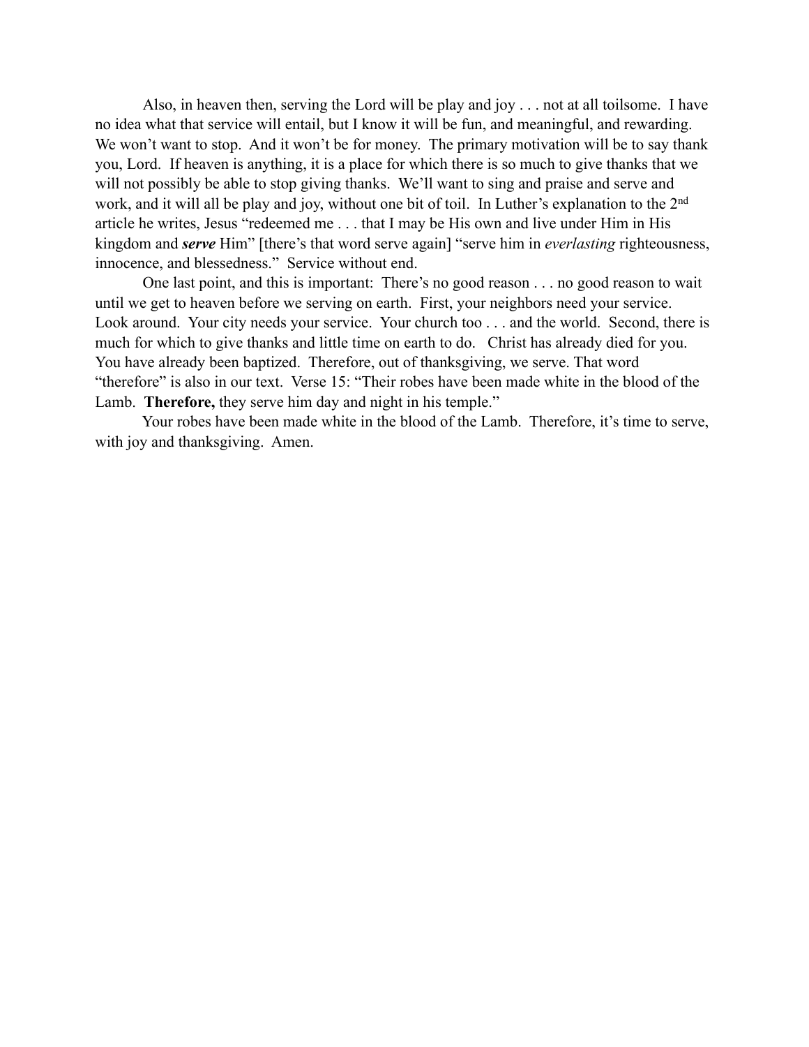Also, in heaven then, serving the Lord will be play and joy . . . not at all toilsome. I have no idea what that service will entail, but I know it will be fun, and meaningful, and rewarding. We won't want to stop. And it won't be for money. The primary motivation will be to say thank you, Lord. If heaven is anything, it is a place for which there is so much to give thanks that we will not possibly be able to stop giving thanks. We'll want to sing and praise and serve and work, and it will all be play and joy, without one bit of toil. In Luther's explanation to the 2nd article he writes, Jesus "redeemed me . . . that I may be His own and live under Him in His kingdom and ***serve*** Him" [there's that word serve again] "serve him in *everlasting* righteousness, innocence, and blessedness." Service without end.

One last point, and this is important: There's no good reason . . . no good reason to wait until we get to heaven before we serving on earth. First, your neighbors need your service. Look around. Your city needs your service. Your church too . . . and the world. Second, there is much for which to give thanks and little time on earth to do. Christ has already died for you. You have already been baptized. Therefore, out of thanksgiving, we serve. That word "therefore" is also in our text. Verse 15: "Their robes have been made white in the blood of the Lamb. **Therefore,** they serve him day and night in his temple."

Your robes have been made white in the blood of the Lamb. Therefore, it's time to serve, with joy and thanksgiving. Amen.